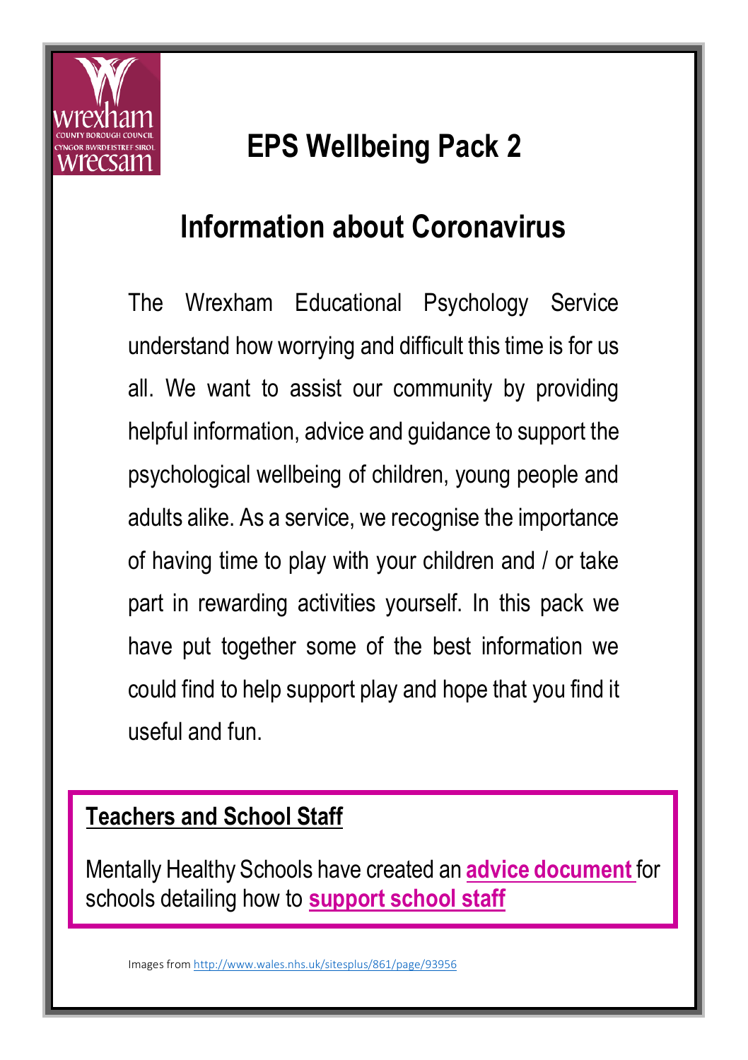# EPS Wellbeing Pack 2

## Information about Coronavirus

The Wrexham Educational Psychology Service understand how worrying and difficult this time is for us all. We want to assist our community by providing helpful information, advice and guidance to support the psychological wellbeing of children, young people and adults alike. As a service, we recognise the importance of having time to play with your children and / or take part in rewarding activities yourself. In this pack we have put together some of the best information we could find to help support play and hope that you find it useful and fun.

### Teachers and School Staff

Mentally Healthy Schools have created an **advice document** for schools detailing how to **support school staff**

Images from http://www.wales.nhs.uk/sitesplus/861/page/93956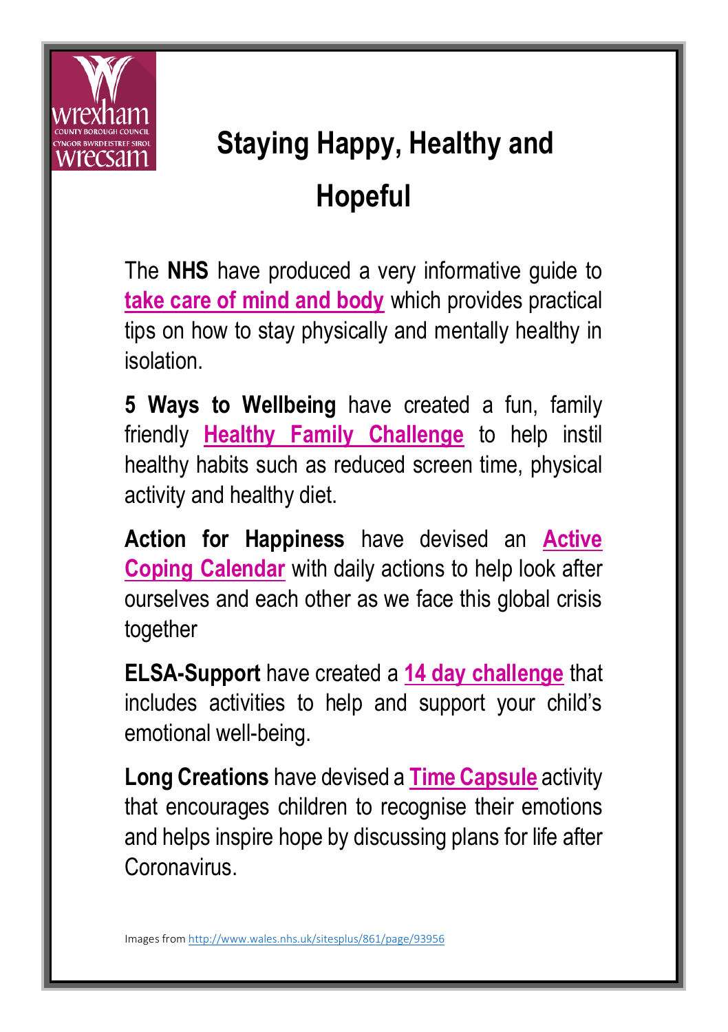# Staying Happy, Healthy and Hopeful

The **NHS** have produced a very informative guide to **take care of mind and body** which provides practical tips on how to stay physically and mentally healthy in isolation.

**5 Ways to Wellbeing** have created a fun, family friendly **Healthy Family Challenge** to help instil healthy habits such as reduced screen time, physical activity and healthy diet.

**Action for Happiness** have devised an **Active Coping Calendar** with daily actions to help look after ourselves and each other as we face this global crisis together

**ELSA-Support** have created a **14 day challenge** that includes activities to help and support your child's emotional well-being.

**Long Creations** have devised a **Time Capsule** activity that encourages children to recognise their emotions and helps inspire hope by discussing plans for life after Coronavirus.

Images from http://www.wales.nhs.uk/sitesplus/861/page/93956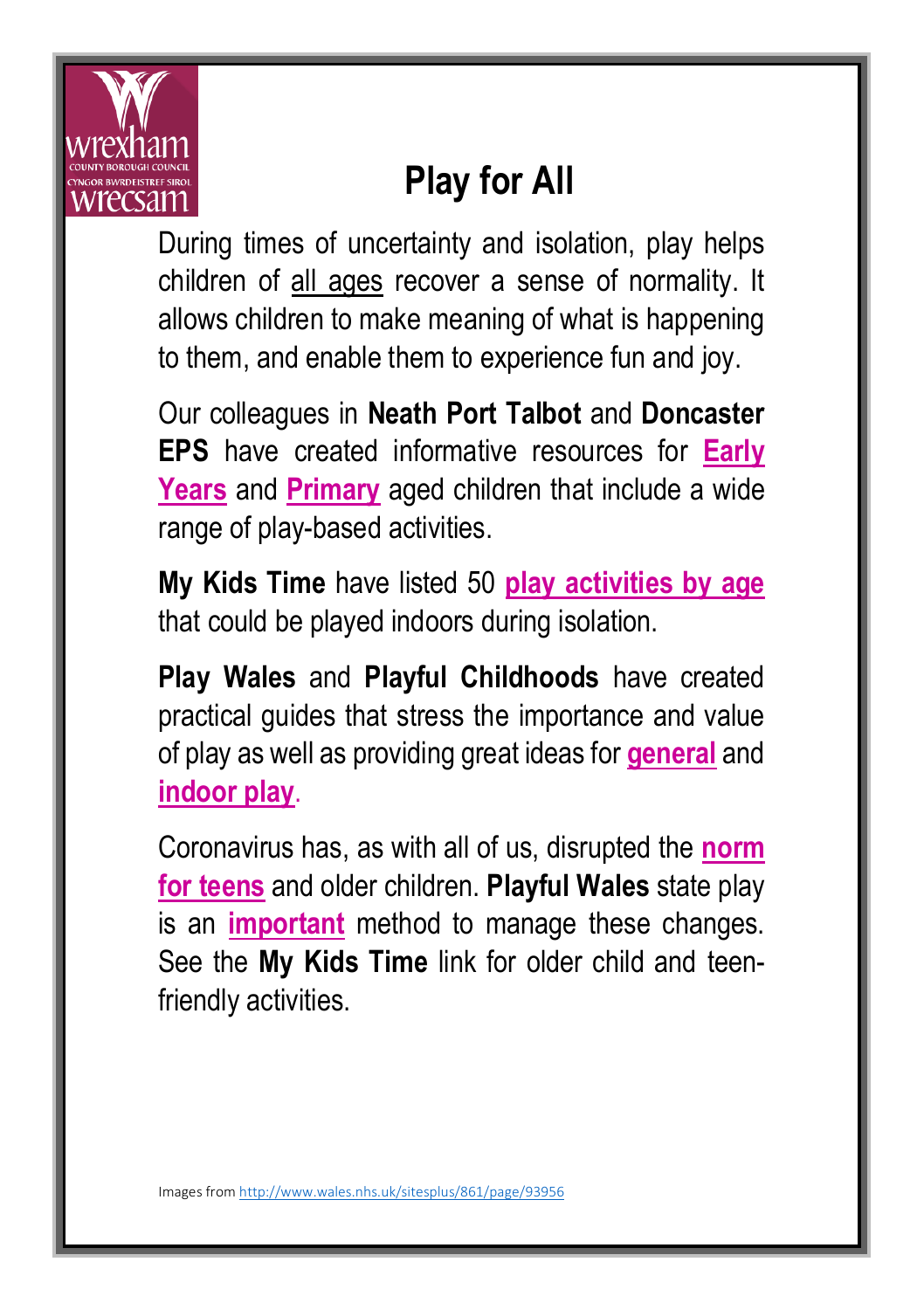# Play for All

During times of uncertainty and isolation, play helps children of all ages recover a sense of normality. It allows children to make meaning of what is happening to them, and enable them to experience fun and joy.

Our colleagues in **Neath Port Talbot** and **Doncaster EPS** have created informative resources for **Early Years** and **Primary** aged children that include a wide range of play-based activities.

**My Kids Time** have listed 50 **play activities by age** that could be played indoors during isolation.

**Play Wales** and **Playful Childhoods** have created practical guides that stress the importance and value of play as well as providing great ideas for **general** and **indoor play**.

Coronavirus has, as with all of us, disrupted the **norm for teens** and older children. **Playful Wales** state play is an **important** method to manage these changes. See the **My Kids Time** link for older child and teen-friendly activities.

Images from http://www.wales.nhs.uk/sitesplus/861/page/93956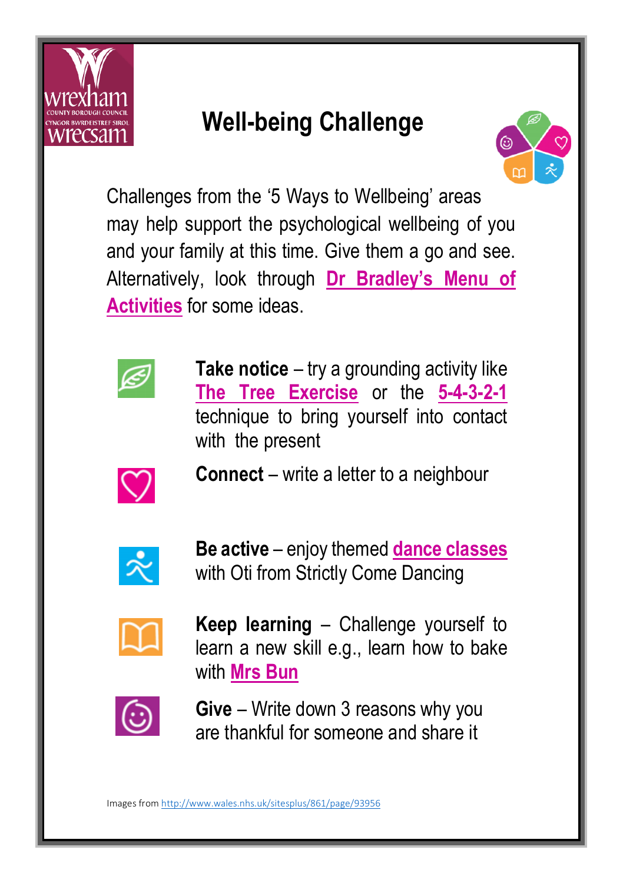# Well-being Challenge

Challenges from the '5 Ways to Wellbeing' areas may help support the psychological wellbeing of you and your family at this time. Give them a go and see. Alternatively, look through **Dr Bradley's Menu of Activities** for some ideas.

**Take notice** – try a grounding activity like **The Tree Exercise** or the **5-4-3-2-1** technique to bring yourself into contact with the present

**Connect** – write a letter to a neighbour

**Be active** – enjoy themed **dance classes** with Oti from Strictly Come Dancing

**Keep learning** – Challenge yourself to learn a new skill e.g., learn how to bake with **Mrs Bun**

**Give** – Write down 3 reasons why you are thankful for someone and share it

Images from http://www.wales.nhs.uk/sitesplus/861/page/93956